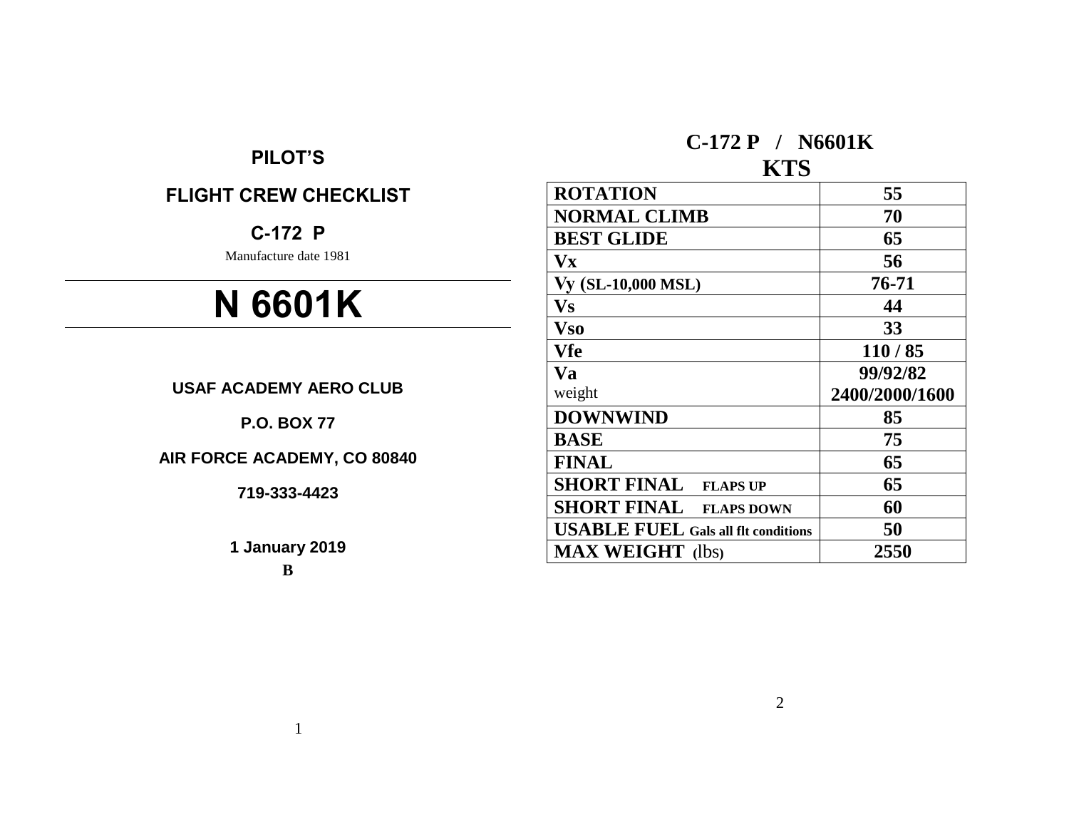## PILOT'S

## FLIGHT CREW CHECKLIST

## C-172 P

Manufacture date 1981

# N 6601K

**USAF ACADEMY AERO CLUB**

**P.O. BOX 77**

**AIR FORCE ACADEMY, CO 80840**

**719-333-4423**

**1 January 2019**

**B**

## C-172 P / N6601K

## KTS

| | |
|---|---|
| **ROTATION** | **55** |
| **NORMAL CLIMB** | **70** |
| **BEST GLIDE** | **65** |
| **Vx** | **56** |
| **Vy (SL-10,000 MSL)** | **76-71** |
| **Vs** | **44** |
| **Vso** | **33** |
| **Vfe** | **110 / 85** |
| **Va** weight | **99/92/82 2400/2000/1600** |
| **DOWNWIND** | **85** |
| **BASE** | **75** |
| **FINAL** | **65** |
| **SHORT FINAL FLAPS UP** | **65** |
| **SHORT FINAL FLAPS DOWN** | **60** |
| **USABLE FUEL Gals all flt conditions** | **50** |
| **MAX WEIGHT (lbs)** | **2550** |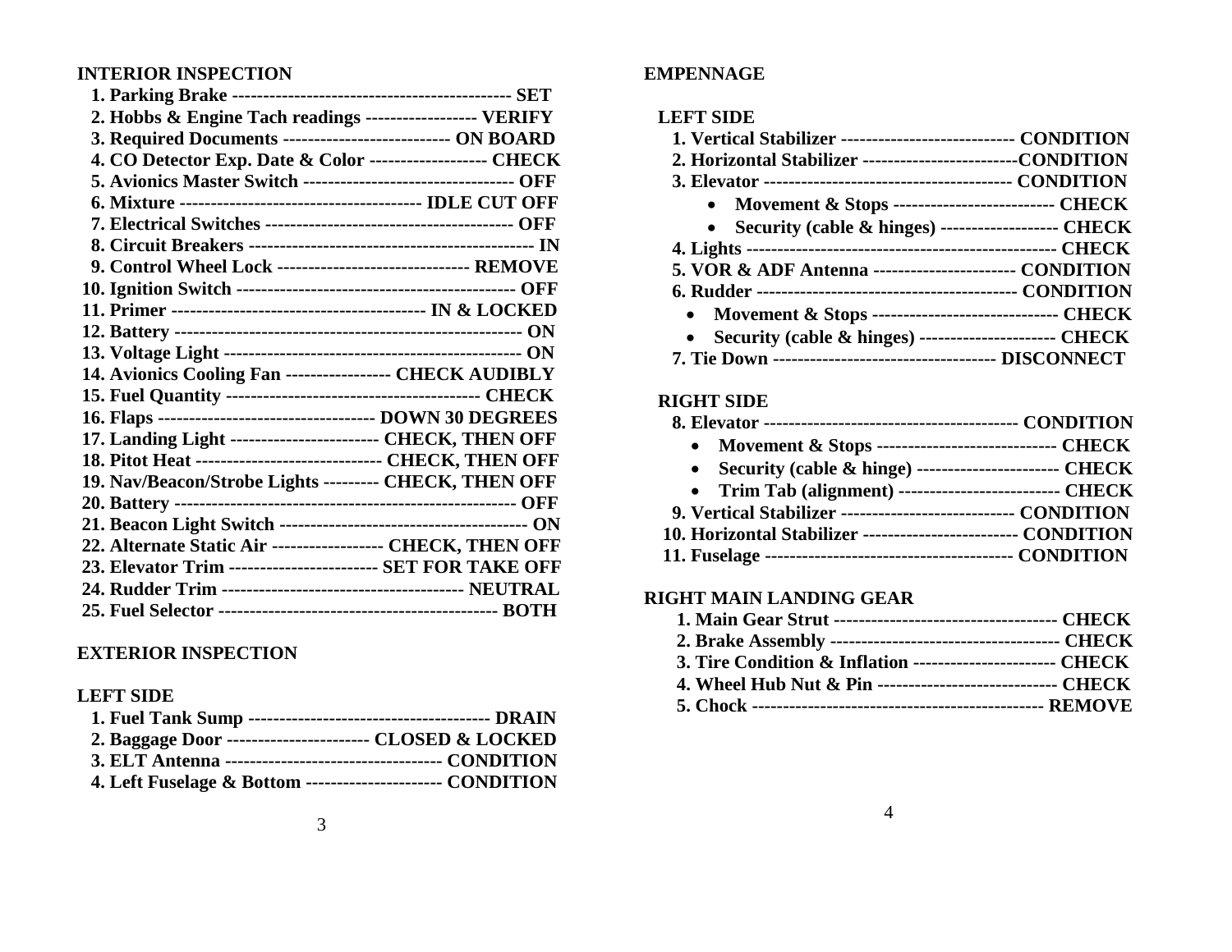## INTERIOR INSPECTION

1. Parking Brake ---------------------------------------------- SET
2. Hobbs & Engine Tach readings ------------------ VERIFY
3. Required Documents --------------------------- ON BOARD
4. CO Detector Exp. Date & Color ------------------- CHECK
5. Avionics Master Switch ---------------------------------- OFF
6. Mixture --------------------------------------- IDLE CUT OFF
7. Electrical Switches ---------------------------------------- OFF
8. Circuit Breakers --------------------------------------------- IN
9. Control Wheel Lock ------------------------------- REMOVE
10. Ignition Switch --------------------------------------------- OFF
11. Primer ----------------------------------------- IN & LOCKED
12. Battery -------------------------------------------------------- ON
13. Voltage Light ------------------------------------------------ ON
14. Avionics Cooling Fan ----------------- CHECK AUDIBLY
15. Fuel Quantity ----------------------------------------- CHECK
16. Flaps ---------------------------------- DOWN 30 DEGREES
17. Landing Light ------------------------ CHECK, THEN OFF
18. Pitot Heat ------------------------------ CHECK, THEN OFF
19. Nav/Beacon/Strobe Lights --------- CHECK, THEN OFF
20. Battery ------------------------------------------------------ OFF
21. Beacon Light Switch ---------------------------------------- ON
22. Alternate Static Air ------------------ CHECK, THEN OFF
23. Elevator Trim ------------------------ SET FOR TAKE OFF
24. Rudder Trim --------------------------------------- NEUTRAL
25. Fuel Selector --------------------------------------------- BOTH

## EXTERIOR INSPECTION

### LEFT SIDE

1. Fuel Tank Sump --------------------------------------- DRAIN
2. Baggage Door ----------------------- CLOSED & LOCKED
3. ELT Antenna ---------------------------------- CONDITION
4. Left Fuselage & Bottom ---------------------- CONDITION

## EMPENNAGE

### LEFT SIDE

1. Vertical Stabilizer ---------------------------- CONDITION
2. Horizontal Stabilizer -------------------------CONDITION
3. Elevator ---------------------------------------- CONDITION
   - Movement & Stops -------------------------- CHECK
   - Security (cable & hinges) ------------------- CHECK
4. Lights -------------------------------------------------- CHECK
5. VOR & ADF Antenna ----------------------- CONDITION
6. Rudder ------------------------------------------ CONDITION
   - Movement & Stops ------------------------------ CHECK
   - Security (cable & hinges) ---------------------- CHECK
7. Tie Down ------------------------------------ DISCONNECT

### RIGHT SIDE

8. Elevator ----------------------------------------- CONDITION
   - Movement & Stops ----------------------------- CHECK
   - Security (cable & hinge) ----------------------- CHECK
   - Trim Tab (alignment) -------------------------- CHECK
9. Vertical Stabilizer ---------------------------- CONDITION
10. Horizontal Stabilizer ------------------------- CONDITION
11. Fuselage ---------------------------------------- CONDITION

## RIGHT MAIN LANDING GEAR

1. Main Gear Strut ------------------------------------ CHECK
2. Brake Assembly ------------------------------------- CHECK
3. Tire Condition & Inflation ----------------------- CHECK
4. Wheel Hub Nut & Pin ----------------------------- CHECK
5. Chock ----------------------------------------------- REMOVE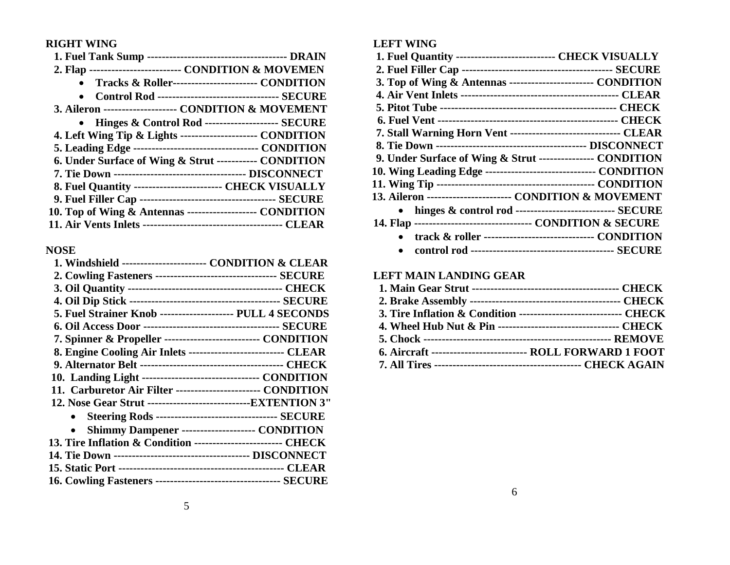**RIGHT WING**

1. **Fuel Tank Sump -------------------------------------- DRAIN**
2. **Flap ------------------------- CONDITION & MOVEMEN**
   - **Tracks & Roller----------------------- CONDITION**
   - **Control Rod --------------------------------- SECURE**
3. **Aileron -------------------- CONDITION & MOVEMENT**
   - **Hinges & Control Rod -------------------- SECURE**
4. **Left Wing Tip & Lights --------------------- CONDITION**
5. **Leading Edge ---------------------------------- CONDITION**
6. **Under Surface of Wing & Strut ----------- CONDITION**
7. **Tie Down ------------------------------------ DISCONNECT**
8. **Fuel Quantity ------------------------ CHECK VISUALLY**
9. **Fuel Filler Cap ------------------------------------ SECURE**
10. **Top of Wing & Antennas ------------------- CONDITION**
11. **Air Vents Inlets -------------------------------------- CLEAR**

**NOSE**

1. **Windshield ----------------------- CONDITION & CLEAR**
2. **Cowling Fasteners --------------------------------- SECURE**
3. **Oil Quantity ------------------------------------------ CHECK**
4. **Oil Dip Stick ----------------------------------------- SECURE**
5. **Fuel Strainer Knob -------------------- PULL 4 SECONDS**
6. **Oil Access Door ------------------------------------- SECURE**
7. **Spinner & Propeller -------------------------- CONDITION**
8. **Engine Cooling Air Inlets -------------------------- CLEAR**
9. **Alternator Belt --------------------------------------- CHECK**
10. **Landing Light -------------------------------- CONDITION**
11. **Carburetor Air Filter ----------------------- CONDITION**
12. **Nose Gear Strut ----------------------------EXTENTION 3"**
    - **Steering Rods --------------------------------- SECURE**
    - **Shimmy Dampener -------------------- CONDITION**
13. **Tire Inflation & Condition ------------------------ CHECK**
14. **Tie Down ------------------------------------- DISCONNECT**
15. **Static Port --------------------------------------------- CLEAR**
16. **Cowling Fasteners ---------------------------------- SECURE**

**LEFT WING**

1. **Fuel Quantity --------------------------- CHECK VISUALLY**
2. **Fuel Filler Cap ----------------------------------------- SECURE**
3. **Top of Wing & Antennas ----------------------- CONDITION**
4. **Air Vent Inlets ------------------------------------------- CLEAR**
5. **Pitot Tube ------------------------------------------------ CHECK**
6. **Fuel Vent ------------------------------------------------- CHECK**
7. **Stall Warning Horn Vent ------------------------------ CLEAR**
8. **Tie Down ---------------------------------------- DISCONNECT**
9. **Under Surface of Wing & Strut --------------- CONDITION**
10. **Wing Leading Edge ------------------------------ CONDITION**
11. **Wing Tip ------------------------------------------- CONDITION**
12. **Aileron ----------------------- CONDITION & MOVEMENT**
    - **hinges & control rod --------------------------- SECURE**
13. **Flap -------------------------------- CONDITION & SECURE**
    - **track & roller ------------------------------ CONDITION**
    - **control rod --------------------------------------- SECURE**

**LEFT MAIN LANDING GEAR**

1. **Main Gear Strut ---------------------------------------- CHECK**
2. **Brake Assembly ----------------------------------------- CHECK**
3. **Tire Inflation & Condition ---------------------------- CHECK**
4. **Wheel Hub Nut & Pin --------------------------------- CHECK**
5. **Chock --------------------------------------------------- REMOVE**
6. **Aircraft -------------------------- ROLL FORWARD 1 FOOT**
7. **All Tires ---------------------------------------- CHECK AGAIN**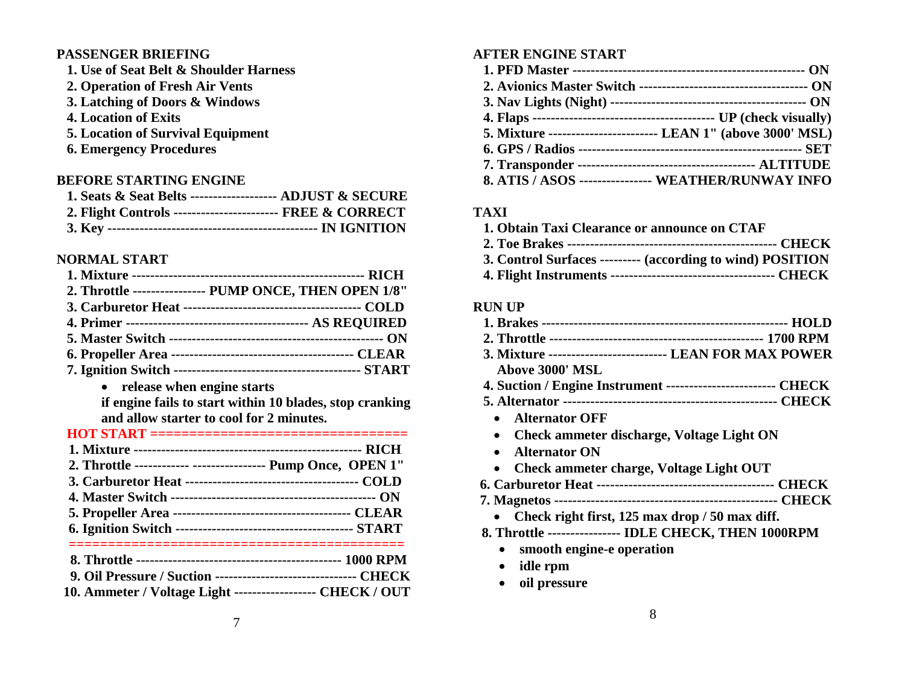## PASSENGER BRIEFING

1. Use of Seat Belt & Shoulder Harness
2. Operation of Fresh Air Vents
3. Latching of Doors & Windows
4. Location of Exits
5. Location of Survival Equipment
6. Emergency Procedures

## BEFORE STARTING ENGINE

1. Seats & Seat Belts ------------------ ADJUST & SECURE
2. Flight Controls ---------------------- FREE & CORRECT
3. Key --------------------------------------------- IN IGNITION

## NORMAL START

1. Mixture --------------------------------------------------- RICH
2. Throttle --------------- PUMP ONCE, THEN OPEN 1/8"
3. Carburetor Heat -------------------------------------- COLD
4. Primer --------------------------------------- AS REQUIRED
5. Master Switch ---------------------------------------------- ON
6. Propeller Area --------------------------------------- CLEAR
7. Ignition Switch ---------------------------------------- START
   - release when engine starts

   if engine fails to start within 10 blades, stop cranking and allow starter to cool for 2 minutes.

**HOT START ================================**

1. Mixture ------------------------------------------------- RICH
2. Throttle ------------ --------------- Pump Once, OPEN 1"
3. Carburetor Heat ------------------------------------- COLD
4. Master Switch -------------------------------------------- ON
5. Propeller Area -------------------------------------- CLEAR
6. Ignition Switch -------------------------------------- START

==========================================

8. Throttle -------------------------------------------- 1000 RPM
9. Oil Pressure / Suction ------------------------------ CHECK
10. Ammeter / Voltage Light ----------------- CHECK / OUT

## AFTER ENGINE START

1. PFD Master --------------------------------------------------- ON
2. Avionics Master Switch ------------------------------------ ON
3. Nav Lights (Night) ------------------------------------------ ON
4. Flaps --------------------------------------- UP (check visually)
5. Mixture ----------------------- LEAN 1" (above 3000' MSL)
6. GPS / Radios ------------------------------------------------ SET
7. Transponder ------------------------------------- ALTITUDE
8. ATIS / ASOS --------------- WEATHER/RUNWAY INFO

## TAXI

1. Obtain Taxi Clearance or announce on CTAF
2. Toe Brakes --------------------------------------------- CHECK
3. Control Surfaces --------- (according to wind) POSITION
4. Flight Instruments ----------------------------------- CHECK

## RUN UP

1. Brakes ------------------------------------------------------ HOLD
2. Throttle ---------------------------------------------- 1700 RPM
3. Mixture ------------------------- LEAN FOR MAX POWER
   Above 3000' MSL
4. Suction / Engine Instrument ----------------------- CHECK
5. Alternator ---------------------------------------------- CHECK
   - Alternator OFF
   - Check ammeter discharge, Voltage Light ON
   - Alternator ON
   - Check ammeter charge, Voltage Light OUT
6. Carburetor Heat -------------------------------------- CHECK
7. Magnetos ------------------------------------------------ CHECK
   - Check right first, 125 max drop / 50 max diff.
8. Throttle --------------- IDLE CHECK, THEN 1000RPM
   - smooth engine-e operation
   - idle rpm
   - oil pressure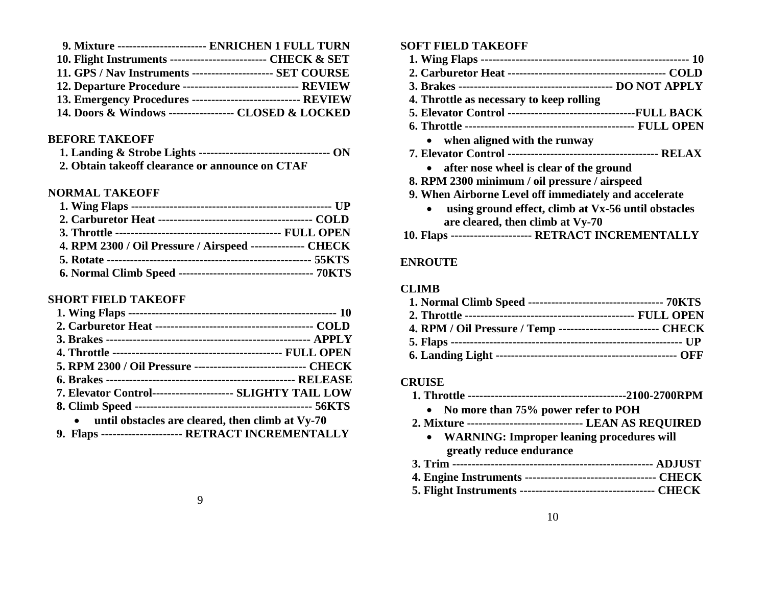9. Mixture ----------------------- ENRICHEN 1 FULL TURN
10. Flight Instruments ------------------------- CHECK & SET
11. GPS / Nav Instruments --------------------- SET COURSE
12. Departure Procedure ------------------------------ REVIEW
13. Emergency Procedures ---------------------------- REVIEW
14. Doors & Windows ----------------- CLOSED & LOCKED

## BEFORE TAKEOFF

1. Landing & Strobe Lights ---------------------------------- ON
2. Obtain takeoff clearance or announce on CTAF

## NORMAL TAKEOFF

1. Wing Flaps ---------------------------------------------------- UP
2. Carburetor Heat ---------------------------------------- COLD
3. Throttle -------------------------------------------- FULL OPEN
4. RPM 2300 / Oil Pressure / Airspeed -------------- CHECK
5. Rotate ---------------------------------------------------- 55KTS
6. Normal Climb Speed ---------------------------------- 70KTS

## SHORT FIELD TAKEOFF

1. Wing Flaps ------------------------------------------------------ 10
2. Carburetor Heat ----------------------------------------- COLD
3. Brakes ---------------------------------------------------- APPLY
4. Throttle -------------------------------------------- FULL OPEN
5. RPM 2300 / Oil Pressure ----------------------------- CHECK
6. Brakes ------------------------------------------------- RELEASE
7. Elevator Control--------------------- SLIGHTY TAIL LOW
8. Climb Speed --------------------------------------------- 56KTS
    - until obstacles are cleared, then climb at Vy-70
9. Flaps --------------------- RETRACT INCREMENTALLY

## SOFT FIELD TAKEOFF

1. Wing Flaps ------------------------------------------------------ 10
2. Carburetor Heat ----------------------------------------- COLD
3. Brakes ---------------------------------------- DO NOT APPLY
4. Throttle as necessary to keep rolling
5. Elevator Control ---------------------------------FULL BACK
6. Throttle -------------------------------------------- FULL OPEN
    - when aligned with the runway
7. Elevator Control -------------------------------------- RELAX
    - after nose wheel is clear of the ground
8. RPM 2300 minimum / oil pressure / airspeed
9. When Airborne Level off immediately and accelerate
    - using ground effect, climb at Vx-56 until obstacles are cleared, then climb at Vy-70
10. Flaps --------------------- RETRACT INCREMENTALLY

## ENROUTE

## CLIMB

1. Normal Climb Speed ---------------------------------- 70KTS
2. Throttle -------------------------------------------- FULL OPEN
4. RPM / Oil Pressure / Temp -------------------------- CHECK
5. Flaps ----------------------------------------------------------- UP
6. Landing Light ---------------------------------------------- OFF

## CRUISE

1. Throttle -----------------------------------------2100-2700RPM
    - No more than 75% power refer to POH
2. Mixture ------------------------------ LEAN AS REQUIRED
    - WARNING: Improper leaning procedures will greatly reduce endurance
3. Trim ---------------------------------------------------- ADJUST
4. Engine Instruments ---------------------------------- CHECK
5. Flight Instruments ----------------------------------- CHECK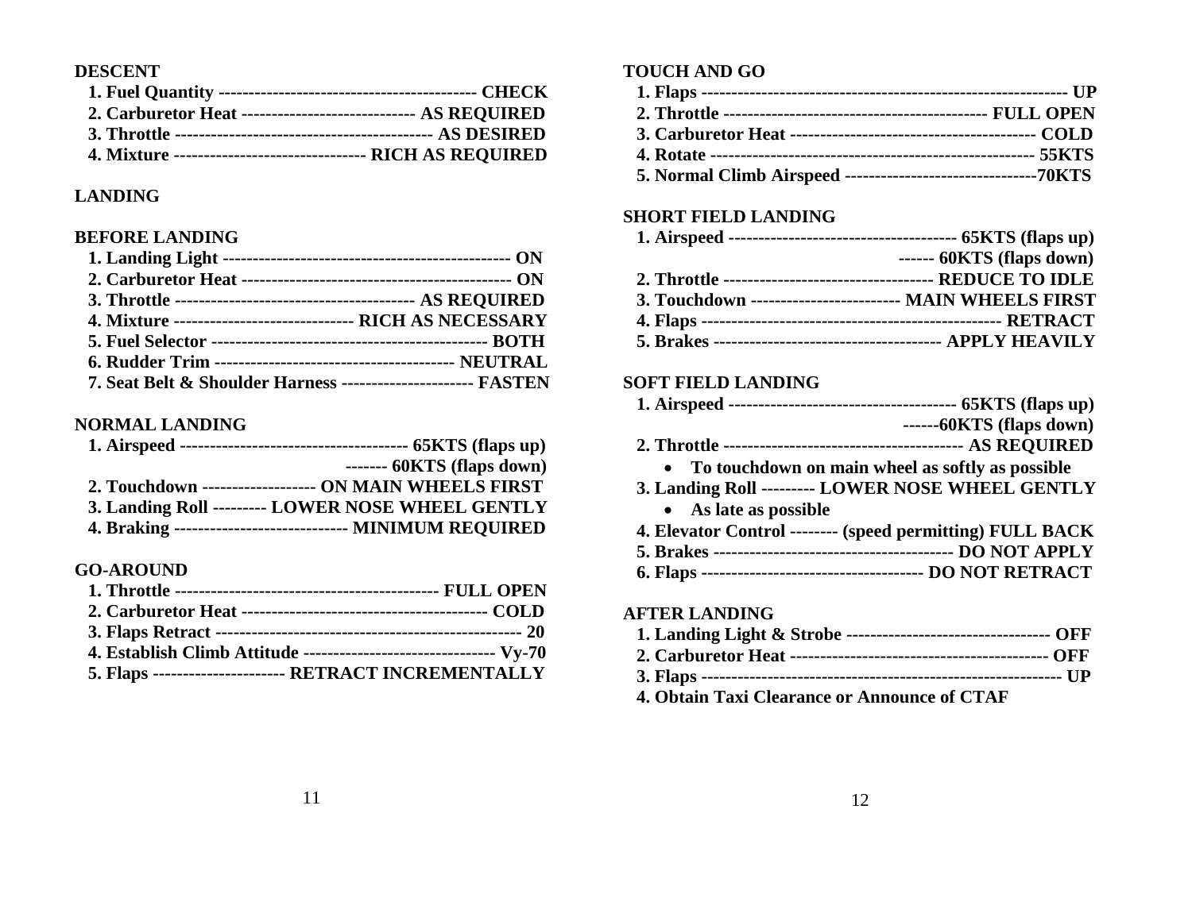## DESCENT

1. **Fuel Quantity ------------------------------------------- CHECK**
2. **Carburetor Heat ----------------------------- AS REQUIRED**
3. **Throttle ------------------------------------------ AS DESIRED**
4. **Mixture -------------------------------- RICH AS REQUIRED**

## LANDING

## BEFORE LANDING

1. **Landing Light ----------------------------------------------- ON**
2. **Carburetor Heat --------------------------------------------- ON**
3. **Throttle --------------------------------------- AS REQUIRED**
4. **Mixture ------------------------------ RICH AS NECESSARY**
5. **Fuel Selector --------------------------------------------- BOTH**
6. **Rudder Trim --------------------------------------- NEUTRAL**
7. **Seat Belt & Shoulder Harness ---------------------- FASTEN**

## NORMAL LANDING

1. **Airspeed ------------------------------------- 65KTS (flaps up)**
   **------- 60KTS (flaps down)**
2. **Touchdown ------------------- ON MAIN WHEELS FIRST**
3. **Landing Roll --------- LOWER NOSE WHEEL GENTLY**
4. **Braking ----------------------------- MINIMUM REQUIRED**

## GO-AROUND

1. **Throttle ------------------------------------------- FULL OPEN**
2. **Carburetor Heat ----------------------------------------- COLD**
3. **Flaps Retract --------------------------------------------------- 20**
4. **Establish Climb Attitude -------------------------------- Vy-70**
5. **Flaps ---------------------- RETRACT INCREMENTALLY**

## TOUCH AND GO

1. **Flaps -------------------------------------------------------------- UP**
2. **Throttle -------------------------------------------- FULL OPEN**
3. **Carburetor Heat ----------------------------------------- COLD**
4. **Rotate ------------------------------------------------------ 55KTS**
5. **Normal Climb Airspeed --------------------------------70KTS**

## SHORT FIELD LANDING

1. **Airspeed ------------------------------------- 65KTS (flaps up)**
   **------ 60KTS (flaps down)**
2. **Throttle ---------------------------------- REDUCE TO IDLE**
3. **Touchdown ------------------------ MAIN WHEELS FIRST**
4. **Flaps ------------------------------------------------ RETRACT**
5. **Brakes ------------------------------------- APPLY HEAVILY**

## SOFT FIELD LANDING

1. **Airspeed ------------------------------------- 65KTS (flaps up)**
   **------60KTS (flaps down)**
2. **Throttle --------------------------------------- AS REQUIRED**
   - **To touchdown on main wheel as softly as possible**
3. **Landing Roll --------- LOWER NOSE WHEEL GENTLY**
   - **As late as possible**
4. **Elevator Control -------- (speed permitting) FULL BACK**
5. **Brakes --------------------------------------- DO NOT APPLY**
6. **Flaps ------------------------------------ DO NOT RETRACT**

## AFTER LANDING

1. **Landing Light & Strobe --------------------------------- OFF**
2. **Carburetor Heat ------------------------------------------ OFF**
3. **Flaps ---------------------------------------------------------- UP**
4. **Obtain Taxi Clearance or Announce of CTAF**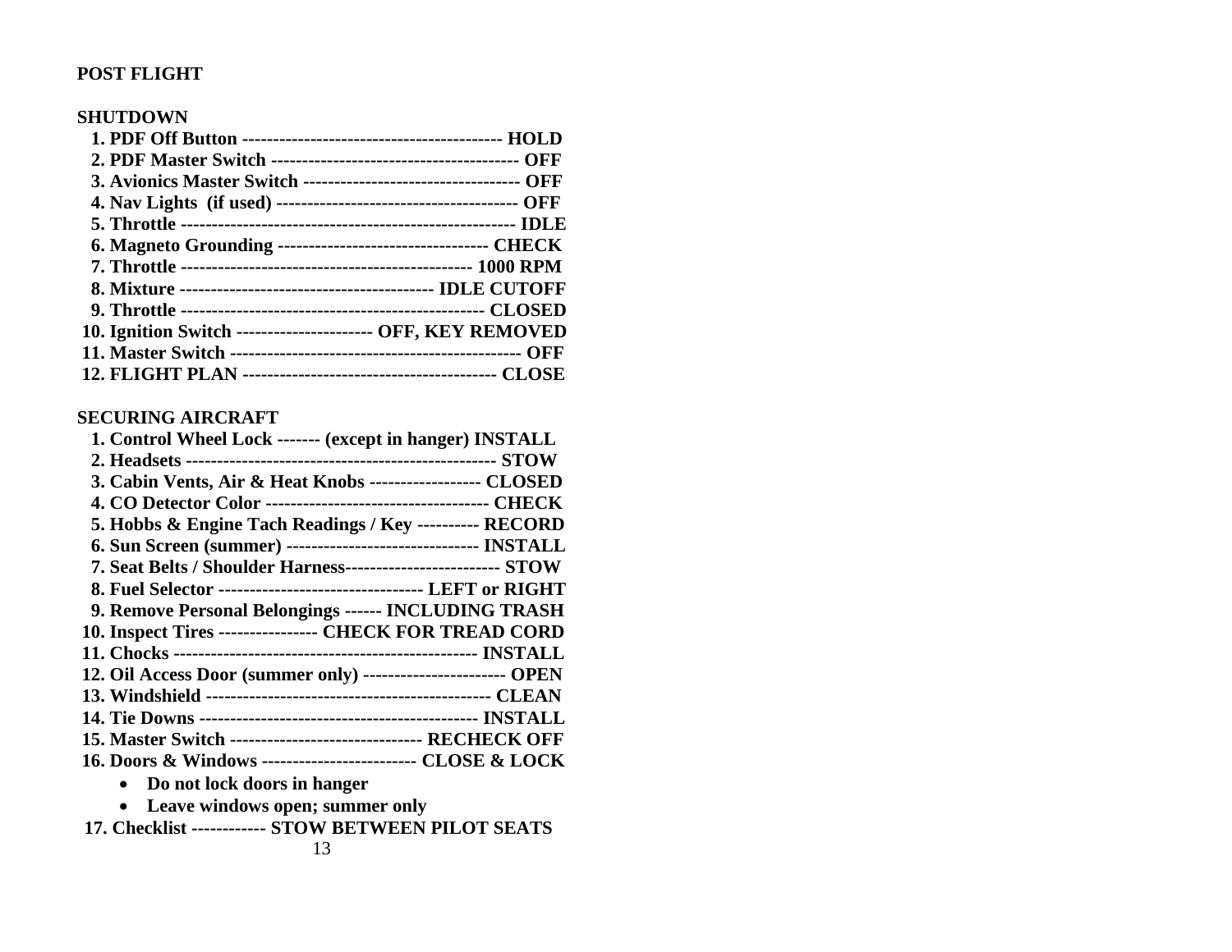**POST FLIGHT**

**SHUTDOWN**

1. **PDF Off Button ------------------------------------------ HOLD**
2. **PDF Master Switch ---------------------------------------- OFF**
3. **Avionics Master Switch ----------------------------------- OFF**
4. **Nav Lights (if used) -------------------------------------- OFF**
5. **Throttle ------------------------------------------------------ IDLE**
6. **Magneto Grounding --------------------------------- CHECK**
7. **Throttle ---------------------------------------------- 1000 RPM**
8. **Mixture ----------------------------------------- IDLE CUTOFF**
9. **Throttle ------------------------------------------------ CLOSED**
10. **Ignition Switch ---------------------- OFF, KEY REMOVED**
11. **Master Switch ---------------------------------------------- OFF**
12. **FLIGHT PLAN ----------------------------------------- CLOSE**

**SECURING AIRCRAFT**

1. **Control Wheel Lock ------- (except in hanger) INSTALL**
2. **Headsets -------------------------------------------------- STOW**
3. **Cabin Vents, Air & Heat Knobs ------------------ CLOSED**
4. **CO Detector Color ------------------------------------ CHECK**
5. **Hobbs & Engine Tach Readings / Key ---------- RECORD**
6. **Sun Screen (summer) ------------------------------- INSTALL**
7. **Seat Belts / Shoulder Harness------------------------- STOW**
8. **Fuel Selector --------------------------------- LEFT or RIGHT**
9. **Remove Personal Belongings ------ INCLUDING TRASH**
10. **Inspect Tires ---------------- CHECK FOR TREAD CORD**
11. **Chocks ------------------------------------------------ INSTALL**
12. **Oil Access Door (summer only) ----------------------- OPEN**
13. **Windshield ---------------------------------------------- CLEAN**
14. **Tie Downs --------------------------------------------- INSTALL**
15. **Master Switch ------------------------------- RECHECK OFF**
16. **Doors & Windows ------------------------- CLOSE & LOCK**
    - **Do not lock doors in hanger**
    - **Leave windows open; summer only**
17. **Checklist ------------ STOW BETWEEN PILOT SEATS**